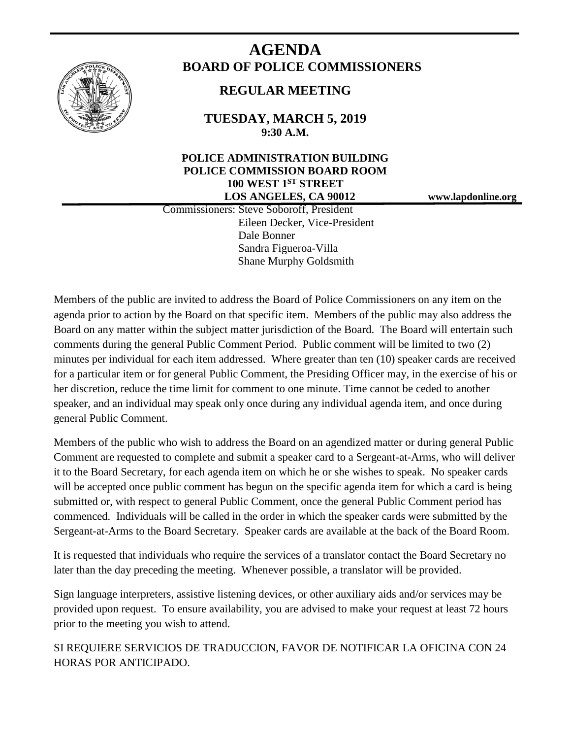# AGENDA

## BOARD OF POLICE COMMISSIONERS

### REGULAR MEETING

**TUESDAY, MARCH 5, 2019**
**9:30 A.M.**

**POLICE ADMINISTRATION BUILDING**
**POLICE COMMISSION BOARD ROOM**
**100 WEST 1ST STREET**
**LOS ANGELES, CA 90012**

**www.lapdonline.org**

Commissioners: Steve Soboroff, President
Eileen Decker, Vice-President
Dale Bonner
Sandra Figueroa-Villa
Shane Murphy Goldsmith

Members of the public are invited to address the Board of Police Commissioners on any item on the agenda prior to action by the Board on that specific item. Members of the public may also address the Board on any matter within the subject matter jurisdiction of the Board. The Board will entertain such comments during the general Public Comment Period. Public comment will be limited to two (2) minutes per individual for each item addressed. Where greater than ten (10) speaker cards are received for a particular item or for general Public Comment, the Presiding Officer may, in the exercise of his or her discretion, reduce the time limit for comment to one minute. Time cannot be ceded to another speaker, and an individual may speak only once during any individual agenda item, and once during general Public Comment.

Members of the public who wish to address the Board on an agendized matter or during general Public Comment are requested to complete and submit a speaker card to a Sergeant-at-Arms, who will deliver it to the Board Secretary, for each agenda item on which he or she wishes to speak. No speaker cards will be accepted once public comment has begun on the specific agenda item for which a card is being submitted or, with respect to general Public Comment, once the general Public Comment period has commenced. Individuals will be called in the order in which the speaker cards were submitted by the Sergeant-at-Arms to the Board Secretary. Speaker cards are available at the back of the Board Room.

It is requested that individuals who require the services of a translator contact the Board Secretary no later than the day preceding the meeting. Whenever possible, a translator will be provided.

Sign language interpreters, assistive listening devices, or other auxiliary aids and/or services may be provided upon request. To ensure availability, you are advised to make your request at least 72 hours prior to the meeting you wish to attend.

SI REQUIERE SERVICIOS DE TRADUCCION, FAVOR DE NOTIFICAR LA OFICINA CON 24 HORAS POR ANTICIPADO.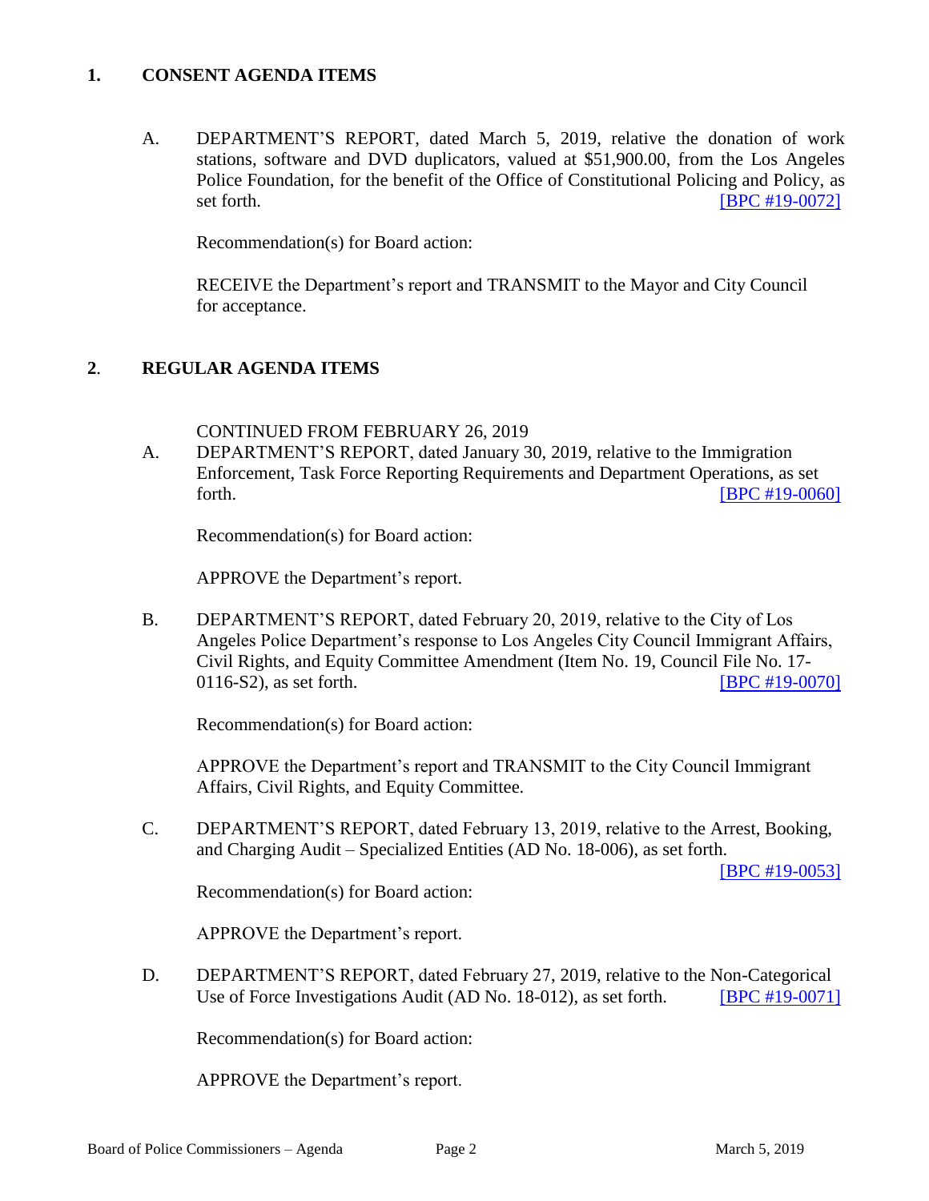## 1. CONSENT AGENDA ITEMS

A. DEPARTMENT'S REPORT, dated March 5, 2019, relative the donation of work stations, software and DVD duplicators, valued at $51,900.00, from the Los Angeles Police Foundation, for the benefit of the Office of Constitutional Policing and Policy, as set forth. [BPC #19-0072]

Recommendation(s) for Board action:

RECEIVE the Department's report and TRANSMIT to the Mayor and City Council for acceptance.

## 2. REGULAR AGENDA ITEMS

CONTINUED FROM FEBRUARY 26, 2019

A. DEPARTMENT'S REPORT, dated January 30, 2019, relative to the Immigration Enforcement, Task Force Reporting Requirements and Department Operations, as set forth. [BPC #19-0060]

Recommendation(s) for Board action:

APPROVE the Department's report.

B. DEPARTMENT'S REPORT, dated February 20, 2019, relative to the City of Los Angeles Police Department's response to Los Angeles City Council Immigrant Affairs, Civil Rights, and Equity Committee Amendment (Item No. 19, Council File No. 17-0116-S2), as set forth. [BPC #19-0070]

Recommendation(s) for Board action:

APPROVE the Department's report and TRANSMIT to the City Council Immigrant Affairs, Civil Rights, and Equity Committee.

C. DEPARTMENT'S REPORT, dated February 13, 2019, relative to the Arrest, Booking, and Charging Audit – Specialized Entities (AD No. 18-006), as set forth. [BPC #19-0053]

Recommendation(s) for Board action:

APPROVE the Department's report.

D. DEPARTMENT'S REPORT, dated February 27, 2019, relative to the Non-Categorical Use of Force Investigations Audit (AD No. 18-012), as set forth. [BPC #19-0071]

Recommendation(s) for Board action:

APPROVE the Department's report.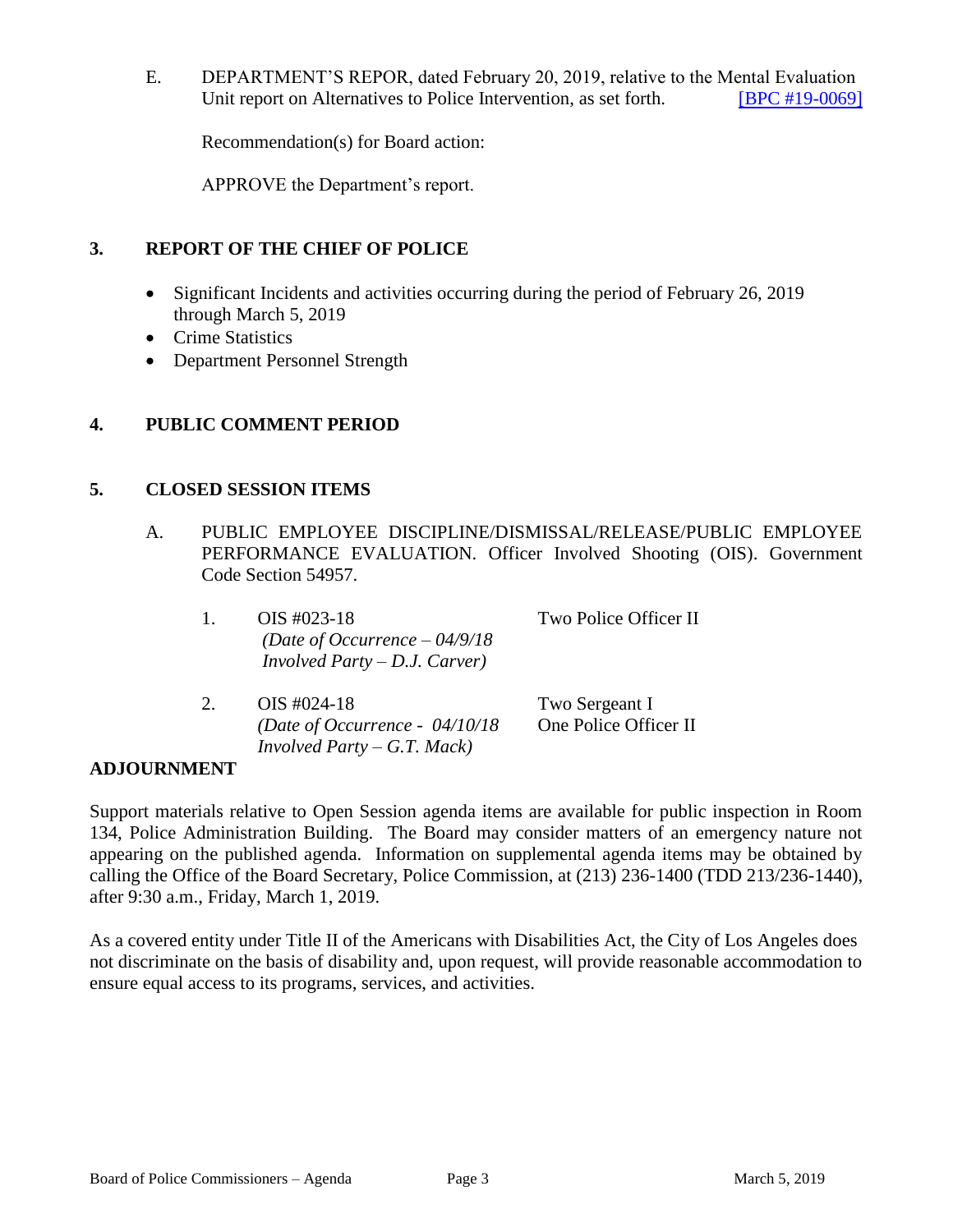E. DEPARTMENT'S REPOR, dated February 20, 2019, relative to the Mental Evaluation Unit report on Alternatives to Police Intervention, as set forth. [BPC #19-0069]

Recommendation(s) for Board action:

APPROVE the Department's report.

## 3. REPORT OF THE CHIEF OF POLICE

- Significant Incidents and activities occurring during the period of February 26, 2019 through March 5, 2019
- Crime Statistics
- Department Personnel Strength

## 4. PUBLIC COMMENT PERIOD

## 5. CLOSED SESSION ITEMS

A. PUBLIC EMPLOYEE DISCIPLINE/DISMISSAL/RELEASE/PUBLIC EMPLOYEE PERFORMANCE EVALUATION. Officer Involved Shooting (OIS). Government Code Section 54957.

1. OIS #023-18 — Two Police Officer II
   *(Date of Occurrence – 04/9/18*
   *Involved Party – D.J. Carver)*

2. OIS #024-18 — Two Sergeant I, One Police Officer II
   *(Date of Occurrence - 04/10/18*
   *Involved Party – G.T. Mack)*

## ADJOURNMENT

Support materials relative to Open Session agenda items are available for public inspection in Room 134, Police Administration Building. The Board may consider matters of an emergency nature not appearing on the published agenda. Information on supplemental agenda items may be obtained by calling the Office of the Board Secretary, Police Commission, at (213) 236-1400 (TDD 213/236-1440), after 9:30 a.m., Friday, March 1, 2019.

As a covered entity under Title II of the Americans with Disabilities Act, the City of Los Angeles does not discriminate on the basis of disability and, upon request, will provide reasonable accommodation to ensure equal access to its programs, services, and activities.